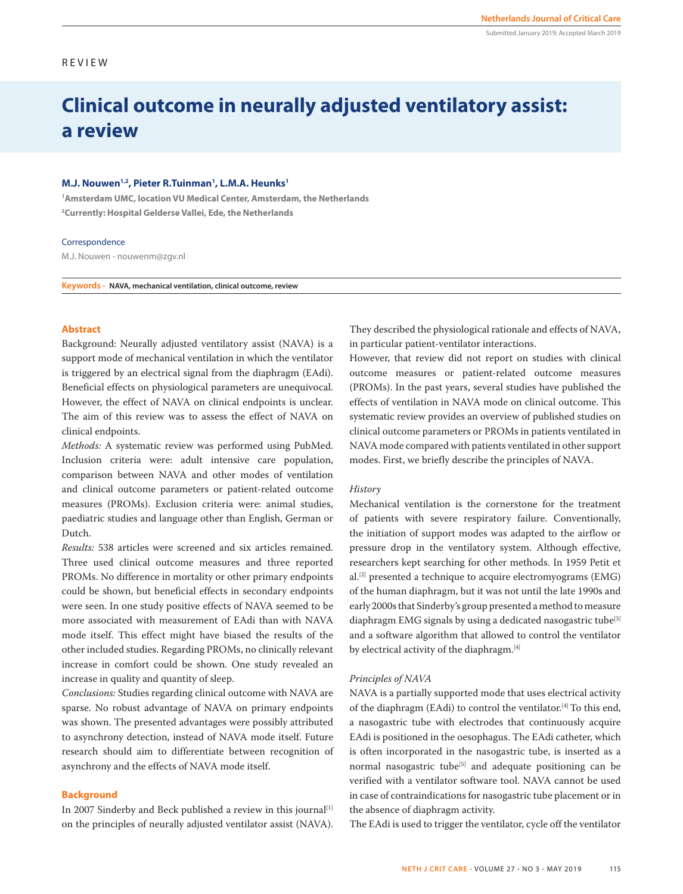REVIEW

# Clinical outcome in neurally adjusted ventilatory assist: a review

**M.J. Nouwen[1,2], Pieter R.Tuinman[1], L.M.A. Heunks[1]**

[1]Amsterdam UMC, location VU Medical Center, Amsterdam, the Netherlands
[2]Currently: Hospital Gelderse Vallei, Ede, the Netherlands

Correspondence

M.J. Nouwen - nouwenm@zgv.nl

**Keywords -** NAVA, mechanical ventilation, clinical outcome, review

Submitted January 2019; Accepted March 2019

## Abstract

Background: Neurally adjusted ventilatory assist (NAVA) is a support mode of mechanical ventilation in which the ventilator is triggered by an electrical signal from the diaphragm (EAdi). Beneficial effects on physiological parameters are unequivocal. However, the effect of NAVA on clinical endpoints is unclear. The aim of this review was to assess the effect of NAVA on clinical endpoints.

*Methods:* A systematic review was performed using PubMed. Inclusion criteria were: adult intensive care population, comparison between NAVA and other modes of ventilation and clinical outcome parameters or patient-related outcome measures (PROMs). Exclusion criteria were: animal studies, paediatric studies and language other than English, German or Dutch.

*Results:* 538 articles were screened and six articles remained. Three used clinical outcome measures and three reported PROMs. No difference in mortality or other primary endpoints could be shown, but beneficial effects in secondary endpoints were seen. In one study positive effects of NAVA seemed to be more associated with measurement of EAdi than with NAVA mode itself. This effect might have biased the results of the other included studies. Regarding PROMs, no clinically relevant increase in comfort could be shown. One study revealed an increase in quality and quantity of sleep.

*Conclusions:* Studies regarding clinical outcome with NAVA are sparse. No robust advantage of NAVA on primary endpoints was shown. The presented advantages were possibly attributed to asynchrony detection, instead of NAVA mode itself. Future research should aim to differentiate between recognition of asynchrony and the effects of NAVA mode itself.

## Background

In 2007 Sinderby and Beck published a review in this journal[1] on the principles of neurally adjusted ventilator assist (NAVA). They described the physiological rationale and effects of NAVA, in particular patient-ventilator interactions.

However, that review did not report on studies with clinical outcome measures or patient-related outcome measures (PROMs). In the past years, several studies have published the effects of ventilation in NAVA mode on clinical outcome. This systematic review provides an overview of published studies on clinical outcome parameters or PROMs in patients ventilated in NAVA mode compared with patients ventilated in other support modes. First, we briefly describe the principles of NAVA.

### *History*

Mechanical ventilation is the cornerstone for the treatment of patients with severe respiratory failure. Conventionally, the initiation of support modes was adapted to the airflow or pressure drop in the ventilatory system. Although effective, researchers kept searching for other methods. In 1959 Petit et al.[2] presented a technique to acquire electromyograms (EMG) of the human diaphragm, but it was not until the late 1990s and early 2000s that Sinderby's group presented a method to measure diaphragm EMG signals by using a dedicated nasogastric tube[3] and a software algorithm that allowed to control the ventilator by electrical activity of the diaphragm.[4]

### *Principles of NAVA*

NAVA is a partially supported mode that uses electrical activity of the diaphragm (EAdi) to control the ventilator.[4] To this end, a nasogastric tube with electrodes that continuously acquire EAdi is positioned in the oesophagus. The EAdi catheter, which is often incorporated in the nasogastric tube, is inserted as a normal nasogastric tube[5] and adequate positioning can be verified with a ventilator software tool. NAVA cannot be used in case of contraindications for nasogastric tube placement or in the absence of diaphragm activity.

The EAdi is used to trigger the ventilator, cycle off the ventilator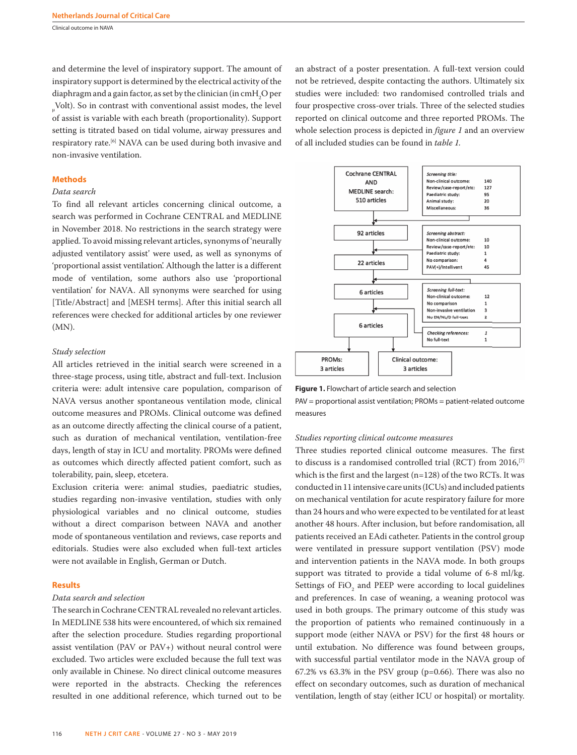and determine the level of inspiratory support. The amount of inspiratory support is determined by the electrical activity of the diaphragm and a gain factor, as set by the clinician (in $cmH_2O$ per $_{\mu}$Volt). So in contrast with conventional assist modes, the level of assist is variable with each breath (proportionality). Support setting is titrated based on tidal volume, airway pressures and respiratory rate.[6] NAVA can be used during both invasive and non-invasive ventilation.

## Methods

### *Data search*

To find all relevant articles concerning clinical outcome, a search was performed in Cochrane CENTRAL and MEDLINE in November 2018. No restrictions in the search strategy were applied. To avoid missing relevant articles, synonyms of 'neurally adjusted ventilatory assist' were used, as well as synonyms of 'proportional assist ventilation'. Although the latter is a different mode of ventilation, some authors also use 'proportional ventilation' for NAVA. All synonyms were searched for using [Title/Abstract] and [MESH terms]. After this initial search all references were checked for additional articles by one reviewer (MN).

### *Study selection*

All articles retrieved in the initial search were screened in a three-stage process, using title, abstract and full-text. Inclusion criteria were: adult intensive care population, comparison of NAVA versus another spontaneous ventilation mode, clinical outcome measures and PROMs. Clinical outcome was defined as an outcome directly affecting the clinical course of a patient, such as duration of mechanical ventilation, ventilation-free days, length of stay in ICU and mortality. PROMs were defined as outcomes which directly affected patient comfort, such as tolerability, pain, sleep, etcetera.

Exclusion criteria were: animal studies, paediatric studies, studies regarding non-invasive ventilation, studies with only physiological variables and no clinical outcome, studies without a direct comparison between NAVA and another mode of spontaneous ventilation and reviews, case reports and editorials. Studies were also excluded when full-text articles were not available in English, German or Dutch.

## Results

### *Data search and selection*

The search in Cochrane CENTRAL revealed no relevant articles. In MEDLINE 538 hits were encountered, of which six remained after the selection procedure. Studies regarding proportional assist ventilation (PAV or PAV+) without neural control were excluded. Two articles were excluded because the full text was only available in Chinese. No direct clinical outcome measures were reported in the abstracts. Checking the references resulted in one additional reference, which turned out to be an abstract of a poster presentation. A full-text version could not be retrieved, despite contacting the authors. Ultimately six studies were included: two randomised controlled trials and four prospective cross-over trials. Three of the selected studies reported on clinical outcome and three reported PROMs. The whole selection process is depicted in *figure 1* and an overview of all included studies can be found in *table 1.*

| Step | Exclusions | |
|---|---|---|
| Cochrane CENTRAL AND MEDLINE search: 510 articles | *Screening title:* | |
| | Non-clinical outcome: | 140 |
| | Review/case-report/etc: | 127 |
| | Paediatric study: | 95 |
| | Animal study: | 20 |
| | Miscellaneous: | 36 |
| 92 articles | *Screening abstract:* | |
| | Non-clinical outcome: | 10 |
| | Review/case-report/etc: | 10 |
| | Paediatric study: | 1 |
| | No comparison: | 4 |
| | PAV(+)/Intellivent | 45 |
| 22 articles | *Screening full-text:* | |
| | Non-clinical outcome: | 12 |
| | No comparison | 1 |
| | Non-invasive ventilation | 3 |
| | No EN/NL/D full-text | 2 |
| 6 articles | *Checking references:* | 1 |
| | No full-text | 1 |
| 6 articles | | |
| PROMs: 3 articles; Clinical outcome: 3 articles | | |

**Figure 1.** Flowchart of article search and selection

PAV = proportional assist ventilation; PROMs = patient-related outcome measures

### *Studies reporting clinical outcome measures*

Three studies reported clinical outcome measures. The first to discuss is a randomised controlled trial (RCT) from 2016,[7] which is the first and the largest (n=128) of the two RCTs. It was conducted in 11 intensive care units (ICUs) and included patients on mechanical ventilation for acute respiratory failure for more than 24 hours and who were expected to be ventilated for at least another 48 hours. After inclusion, but before randomisation, all patients received an EAdi catheter. Patients in the control group were ventilated in pressure support ventilation (PSV) mode and intervention patients in the NAVA mode. In both groups support was titrated to provide a tidal volume of 6-8 ml/kg. Settings of $FiO_2$ and PEEP were according to local guidelines and preferences. In case of weaning, a weaning protocol was used in both groups. The primary outcome of this study was the proportion of patients who remained continuously in a support mode (either NAVA or PSV) for the first 48 hours or until extubation. No difference was found between groups, with successful partial ventilator mode in the NAVA group of 67.2% vs 63.3% in the PSV group ($p=0.66$). There was also no effect on secondary outcomes, such as duration of mechanical ventilation, length of stay (either ICU or hospital) or mortality.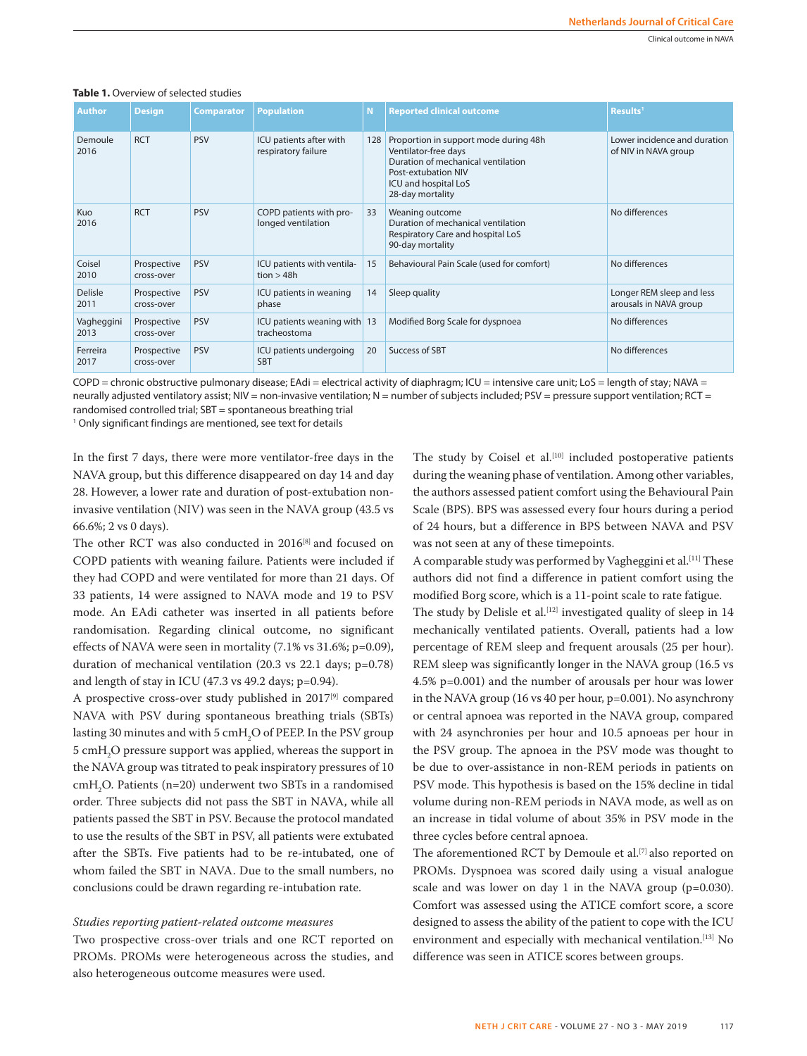**Table 1.** Overview of selected studies

| Author | Design | Comparator | Population | N | Reported clinical outcome | Results[1] |
|---|---|---|---|---|---|---|
| Demoule 2016 | RCT | PSV | ICU patients after with respiratory failure | 128 | Proportion in support mode during 48h<br>Ventilator-free days<br>Duration of mechanical ventilation<br>Post-extubation NIV<br>ICU and hospital LoS<br>28-day mortality | Lower incidence and duration of NIV in NAVA group |
| Kuo 2016 | RCT | PSV | COPD patients with prolonged ventilation | 33 | Weaning outcome<br>Duration of mechanical ventilation<br>Respiratory Care and hospital LoS<br>90-day mortality | No differences |
| Coisel 2010 | Prospective cross-over | PSV | ICU patients with ventilation > 48h | 15 | Behavioural Pain Scale (used for comfort) | No differences |
| Delisle 2011 | Prospective cross-over | PSV | ICU patients in weaning phase | 14 | Sleep quality | Longer REM sleep and less arousals in NAVA group |
| Vagheggini 2013 | Prospective cross-over | PSV | ICU patients weaning with tracheostoma | 13 | Modified Borg Scale for dyspnoea | No differences |
| Ferreira 2017 | Prospective cross-over | PSV | ICU patients undergoing SBT | 20 | Success of SBT | No differences |

COPD = chronic obstructive pulmonary disease; EAdi = electrical activity of diaphragm; ICU = intensive care unit; LoS = length of stay; NAVA = neurally adjusted ventilatory assist; NIV = non-invasive ventilation; N = number of subjects included; PSV = pressure support ventilation; RCT = randomised controlled trial; SBT = spontaneous breathing trial

[1] Only significant findings are mentioned, see text for details

In the first 7 days, there were more ventilator-free days in the NAVA group, but this difference disappeared on day 14 and day 28. However, a lower rate and duration of post-extubation non-invasive ventilation (NIV) was seen in the NAVA group (43.5 vs 66.6%; 2 vs 0 days).

The other RCT was also conducted in 2016[8] and focused on COPD patients with weaning failure. Patients were included if they had COPD and were ventilated for more than 21 days. Of 33 patients, 14 were assigned to NAVA mode and 19 to PSV mode. An EAdi catheter was inserted in all patients before randomisation. Regarding clinical outcome, no significant effects of NAVA were seen in mortality (7.1% vs 31.6%; p=0.09), duration of mechanical ventilation (20.3 vs 22.1 days; p=0.78) and length of stay in ICU (47.3 vs 49.2 days; p=0.94).

A prospective cross-over study published in 2017[9] compared NAVA with PSV during spontaneous breathing trials (SBTs) lasting 30 minutes and with 5 $cmH_2O$ of PEEP. In the PSV group 5 $cmH_2O$ pressure support was applied, whereas the support in the NAVA group was titrated to peak inspiratory pressures of 10 $cmH_2O$. Patients (n=20) underwent two SBTs in a randomised order. Three subjects did not pass the SBT in NAVA, while all patients passed the SBT in PSV. Because the protocol mandated to use the results of the SBT in PSV, all patients were extubated after the SBTs. Five patients had to be re-intubated, one of whom failed the SBT in NAVA. Due to the small numbers, no conclusions could be drawn regarding re-intubation rate.

### *Studies reporting patient-related outcome measures*

Two prospective cross-over trials and one RCT reported on PROMs. PROMs were heterogeneous across the studies, and also heterogeneous outcome measures were used.

The study by Coisel et al.[10] included postoperative patients during the weaning phase of ventilation. Among other variables, the authors assessed patient comfort using the Behavioural Pain Scale (BPS). BPS was assessed every four hours during a period of 24 hours, but a difference in BPS between NAVA and PSV was not seen at any of these timepoints.

A comparable study was performed by Vagheggini et al.[11] These authors did not find a difference in patient comfort using the modified Borg score, which is a 11-point scale to rate fatigue.

The study by Delisle et al.[12] investigated quality of sleep in 14 mechanically ventilated patients. Overall, patients had a low percentage of REM sleep and frequent arousals (25 per hour). REM sleep was significantly longer in the NAVA group (16.5 vs 4.5% p=0.001) and the number of arousals per hour was lower in the NAVA group (16 vs 40 per hour, p=0.001). No asynchrony or central apnoea was reported in the NAVA group, compared with 24 asynchronies per hour and 10.5 apnoeas per hour in the PSV group. The apnoea in the PSV mode was thought to be due to over-assistance in non-REM periods in patients on PSV mode. This hypothesis is based on the 15% decline in tidal volume during non-REM periods in NAVA mode, as well as on an increase in tidal volume of about 35% in PSV mode in the three cycles before central apnoea.

The aforementioned RCT by Demoule et al.[7] also reported on PROMs. Dyspnoea was scored daily using a visual analogue scale and was lower on day 1 in the NAVA group (p=0.030). Comfort was assessed using the ATICE comfort score, a score designed to assess the ability of the patient to cope with the ICU environment and especially with mechanical ventilation.[13] No difference was seen in ATICE scores between groups.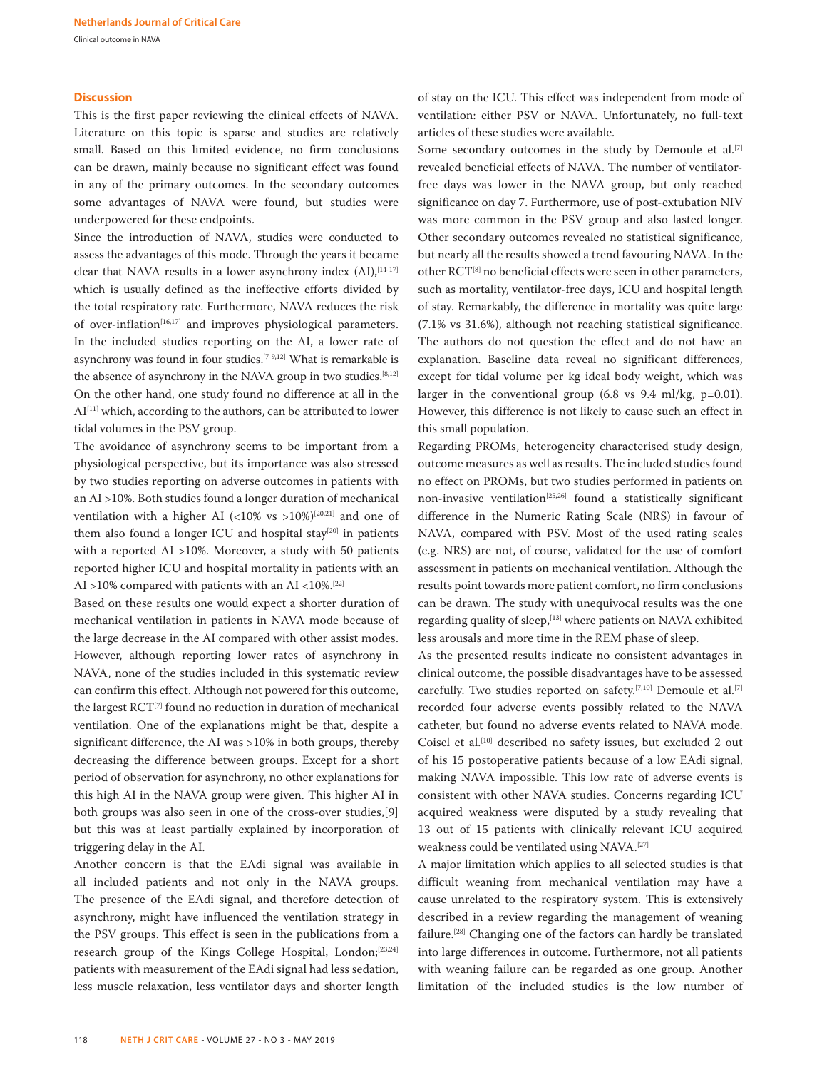## Discussion

This is the first paper reviewing the clinical effects of NAVA. Literature on this topic is sparse and studies are relatively small. Based on this limited evidence, no firm conclusions can be drawn, mainly because no significant effect was found in any of the primary outcomes. In the secondary outcomes some advantages of NAVA were found, but studies were underpowered for these endpoints.

Since the introduction of NAVA, studies were conducted to assess the advantages of this mode. Through the years it became clear that NAVA results in a lower asynchrony index (AI),[14-17] which is usually defined as the ineffective efforts divided by the total respiratory rate. Furthermore, NAVA reduces the risk of over-inflation[16,17] and improves physiological parameters. In the included studies reporting on the AI, a lower rate of asynchrony was found in four studies.[7-9,12] What is remarkable is the absence of asynchrony in the NAVA group in two studies.[8,12] On the other hand, one study found no difference at all in the AI[11] which, according to the authors, can be attributed to lower tidal volumes in the PSV group.

The avoidance of asynchrony seems to be important from a physiological perspective, but its importance was also stressed by two studies reporting on adverse outcomes in patients with an AI >10%. Both studies found a longer duration of mechanical ventilation with a higher AI (<10% vs >10%)[20,21] and one of them also found a longer ICU and hospital stay[20] in patients with a reported AI >10%. Moreover, a study with 50 patients reported higher ICU and hospital mortality in patients with an AI >10% compared with patients with an AI <10%.[22]

Based on these results one would expect a shorter duration of mechanical ventilation in patients in NAVA mode because of the large decrease in the AI compared with other assist modes. However, although reporting lower rates of asynchrony in NAVA, none of the studies included in this systematic review can confirm this effect. Although not powered for this outcome, the largest RCT[7] found no reduction in duration of mechanical ventilation. One of the explanations might be that, despite a significant difference, the AI was >10% in both groups, thereby decreasing the difference between groups. Except for a short period of observation for asynchrony, no other explanations for this high AI in the NAVA group were given. This higher AI in both groups was also seen in one of the cross-over studies,[9] but this was at least partially explained by incorporation of triggering delay in the AI.

Another concern is that the EAdi signal was available in all included patients and not only in the NAVA groups. The presence of the EAdi signal, and therefore detection of asynchrony, might have influenced the ventilation strategy in the PSV groups. This effect is seen in the publications from a research group of the Kings College Hospital, London;[23,24] patients with measurement of the EAdi signal had less sedation, less muscle relaxation, less ventilator days and shorter length of stay on the ICU. This effect was independent from mode of ventilation: either PSV or NAVA. Unfortunately, no full-text articles of these studies were available.

Some secondary outcomes in the study by Demoule et al.[7] revealed beneficial effects of NAVA. The number of ventilator-free days was lower in the NAVA group, but only reached significance on day 7. Furthermore, use of post-extubation NIV was more common in the PSV group and also lasted longer. Other secondary outcomes revealed no statistical significance, but nearly all the results showed a trend favouring NAVA. In the other RCT[8] no beneficial effects were seen in other parameters, such as mortality, ventilator-free days, ICU and hospital length of stay. Remarkably, the difference in mortality was quite large (7.1% vs 31.6%), although not reaching statistical significance. The authors do not question the effect and do not have an explanation. Baseline data reveal no significant differences, except for tidal volume per kg ideal body weight, which was larger in the conventional group (6.8 vs 9.4 ml/kg, p=0.01). However, this difference is not likely to cause such an effect in this small population.

Regarding PROMs, heterogeneity characterised study design, outcome measures as well as results. The included studies found no effect on PROMs, but two studies performed in patients on non-invasive ventilation[25,26] found a statistically significant difference in the Numeric Rating Scale (NRS) in favour of NAVA, compared with PSV. Most of the used rating scales (e.g. NRS) are not, of course, validated for the use of comfort assessment in patients on mechanical ventilation. Although the results point towards more patient comfort, no firm conclusions can be drawn. The study with unequivocal results was the one regarding quality of sleep,[13] where patients on NAVA exhibited less arousals and more time in the REM phase of sleep.

As the presented results indicate no consistent advantages in clinical outcome, the possible disadvantages have to be assessed carefully. Two studies reported on safety.[7,10] Demoule et al.[7] recorded four adverse events possibly related to the NAVA catheter, but found no adverse events related to NAVA mode. Coisel et al.[10] described no safety issues, but excluded 2 out of his 15 postoperative patients because of a low EAdi signal, making NAVA impossible. This low rate of adverse events is consistent with other NAVA studies. Concerns regarding ICU acquired weakness were disputed by a study revealing that 13 out of 15 patients with clinically relevant ICU acquired weakness could be ventilated using NAVA.[27]

A major limitation which applies to all selected studies is that difficult weaning from mechanical ventilation may have a cause unrelated to the respiratory system. This is extensively described in a review regarding the management of weaning failure.[28] Changing one of the factors can hardly be translated into large differences in outcome. Furthermore, not all patients with weaning failure can be regarded as one group. Another limitation of the included studies is the low number of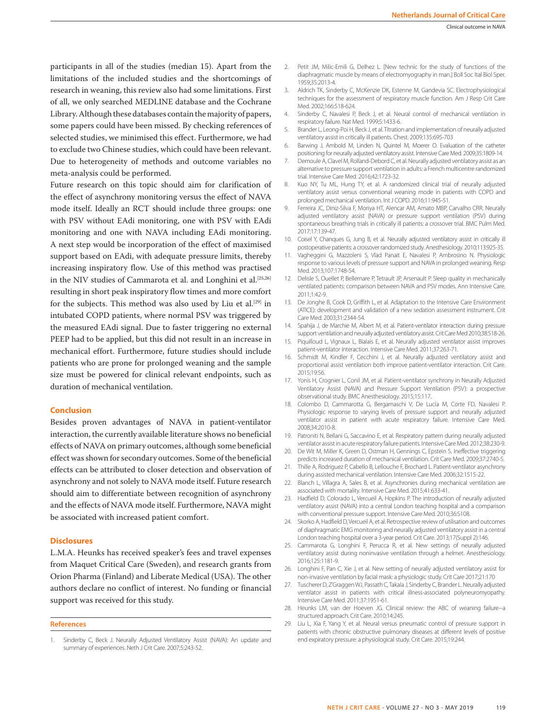participants in all of the studies (median 15). Apart from the limitations of the included studies and the shortcomings of research in weaning, this review also had some limitations. First of all, we only searched MEDLINE database and the Cochrane Library. Although these databases contain the majority of papers, some papers could have been missed. By checking references of selected studies, we minimised this effect. Furthermore, we had to exclude two Chinese studies, which could have been relevant. Due to heterogeneity of methods and outcome variables no meta-analysis could be performed.

Future research on this topic should aim for clarification of the effect of asynchrony monitoring versus the effect of NAVA mode itself. Ideally an RCT should include three groups: one with PSV without EAdi monitoring, one with PSV with EAdi monitoring and one with NAVA including EAdi monitoring. A next step would be incorporation of the effect of maximised support based on EAdi, with adequate pressure limits, thereby increasing inspiratory flow. Use of this method was practised in the NIV studies of Cammarota et al. and Longhini et al.[25,26] resulting in short peak inspiratory flow times and more comfort for the subjects. This method was also used by Liu et al.[29] in intubated COPD patients, where normal PSV was triggered by the measured EAdi signal. Due to faster triggering no external PEEP had to be applied, but this did not result in an increase in mechanical effort. Furthermore, future studies should include patients who are prone for prolonged weaning and the sample size must be powered for clinical relevant endpoints, such as duration of mechanical ventilation.

## Conclusion

Besides proven advantages of NAVA in patient-ventilator interaction, the currently available literature shows no beneficial effects of NAVA on primary outcomes, although some beneficial effect was shown for secondary outcomes. Some of the beneficial effects can be attributed to closer detection and observation of asynchrony and not solely to NAVA mode itself. Future research should aim to differentiate between recognition of asynchrony and the effects of NAVA mode itself. Furthermore, NAVA might be associated with increased patient comfort.

## Disclosures

L.M.A. Heunks has received speaker's fees and travel expenses from Maquet Critical Care (Sweden), and research grants from Orion Pharma (Finland) and Liberate Medical (USA). The other authors declare no conflict of interest. No funding or financial support was received for this study.

## References

1. Sinderby C, Beck J. Neurally Adjusted Ventilatory Assist (NAVA): An update and summary of experiences. Neth J Crit Care. 2007;5:243-52.
2. Petit JM, Milic-Emili G, Delhez L. [New technic for the study of functions of the diaphragmatic muscle by means of electromyography in man.] Boll Soc Ital Biol Sper. 1959;35:2013-4.
3. Aldrich TK, Sinderby C, McKenzie DK, Estenne M, Gandevia SC. Electrophysiological techniques for the assessment of respiratory muscle function. Am J Resp Crit Care Med. 2002;166:518-624.
4. Sinderby C, Navalesi P, Beck J, et al. Neural control of mechanical ventilation in respiratory failure. Nat Med. 1999;5:1433-6.
5. Brander L, Leong-Poi H, Beck J, et al. Titration and implementation of neurally adjusted ventilatory assist in critically ill patients. Chest. 2009;135:695-703
6. Barwing J, Ambold M, Linden N, Quintel M, Moerer O. Evaluation of the catheter positioning for neurally adjusted ventilatory assist. Intensive Care Med. 2009;35:1809-14.
7. Demoule A, Clavel M, Rolland-Debord C, et al. Neurally adjusted ventilatory assist as an alternative to pressure support ventilation in adults: a French multicentre randomized trial. Intensive Care Med. 2016;42:1723-32.
8. Kuo NY, Tu ML, Hung TY, et al. A randomized clinical trial of neurally adjusted ventilatory assist versus conventional weaning mode in patients with COPD and prolonged mechanical ventilation. Int J COPD. 2016;11:945-51.
9. Ferreira JC, Diniz-Silva F, Moriya HT, Alencar AM, Amato MBP, Carvalho CRR. Neurally adjusted ventilatory assist (NAVA) or pressure support ventilation (PSV) during spontaneous breathing trials in critically ill patients: a crossover trial. BMC Pulm Med. 2017;17:139-47.
10. Coisel Y, Chanques G, Jung B, et al. Neurally adjusted ventilatory assist in critically ill postoperative patients: a crossover randomized study. Anesthesiology. 2010;113:925-35.
11. Vagheggini G, Mazzoleni S, Vlad Panait E, Navalesi P, Ambrosino N. Physiologic response to various levels of pressure support and NAVA in prolonged weaning. Resp Med. 2013;107:1748-54.
12. Delisle S, Ouellet P, Bellemare P, Tetrault JP, Arsenault P. Sleep quality in mechanically ventilated patients: comparison between NAVA and PSV modes. Ann Intensive Care. 2011;1:42-9.
13. De Jonghe B, Cook D, Griffith L, et al. Adaptation to the Intensive Care Environment (ATICE): development and validation of a new sedation assessment instrument. Crit Care Med. 2003;31:2344-54.
14. Spahija J, de Marchie M, Albert M, et al. Patient-ventilator interaction during pressure support ventilation and neurally adjusted ventilatory assist. Crit Care Med 2010;38:518-26.
15. Piquilloud L, Vignaux L, Bialais E, et al. Neurally adjusted ventilator assist improves patient-ventilator interaction. Intensive Care Med. 2011;37:263-71.
16. Schmidt M, Kindler F, Cecchini J, et al. Neurally adjusted ventilatory assist and proportional assist ventilation both improve patient-ventilator interaction. Crit Care. 2015;19:56.
17. Yonis H, Crognier L, Conil JM, et al. Patient-ventilator synchrony in Neurally Adjusted Ventilatory Assist (NAVA) and Pressure Support Ventilation (PSV): a prospective observational study. BMC Anesthesiology. 2015;15:117.
18. Colombo D, Cammarotta G, Bergamaschi V, De Lucia M, Corte FD, Navalesi P. Physiologic response to varying levels of pressure support and neurally adjusted ventilator assist in patient with acute respiratory failure. Intensive Care Med. 2008;34:2010-8.
19. Patroniti N, Bellani G, Saccavino E, et al. Respiratory pattern during neurally adjusted ventilator assist in acute respiratory failure patients. Intensive Care Med. 2012;38:230-9.
20. De Wit M, Miller K, Green D, Ostman H, Gennings C, Epstein S. Ineffective triggering predicts increased duration of mechanical ventilation. Crit Care Med. 2009;37:2740-5.
21. Thille A, Rodriguez P, Cabello B, Lellouche F, Brochard L. Patient-ventilator asynchrony during assisted mechanical ventilation. Intensive Care Med. 2006;32:1515-22.
22. Blanch L, Villagra A, Sales B, et al. Asynchronies during mechanical ventilation are associated with mortality. Intensive Care Med. 2015;41:633-41.
23. Hadfield D, Colorado L, Vercueil A, Hopkins P. The introduction of neurally adjusted ventilatory assist (NAVA) into a central London teaching hospital and a comparison with conventional pressure support. Intensive Care Med. 2010;36:S108.
24. Skorko A, Hadfield D, Vercueil A, et al. Retrospective review of utilisation and outcomes of diaphragmatic EMG monitoring and neurally adjusted ventilatory assist in a central London teaching hospital over a 3-year period. Crit Care. 2013;17(Suppl 2):146.
25. Cammarota G, Longhini F, Perucca R, et al. New settings of neurally adjusted ventilatory assist during noninvasive ventilation through a helmet. Anesthesiology. 2016;125:1181-9.
26. Longhini F, Pan C, Xie J, et al. New setting of neurally adjusted ventilatory assist for non-invasive ventilation by facial mask: a physiologic study. Crit Care 2017;21:170
27. Tuscherer D, Z'Graggen WJ, Passath C, Takala J, Sinderby C, Brander L. Neurally adjusted ventilator assist in patients with critical illness-associated polyneuromyopathy. Intensive Care Med. 2011;37:1951-61.
28. Heunks LM, van der Hoeven JG. Clinical review: the ABC of weaning failure--a structured approach. Crit Care. 2010;14:245.
29. Liu L, Xia F, Yang Y, et al. Neural versus pneumatic control of pressure support in patients with chronic obstructive pulmonary diseases at different levels of positive end expiratory pressure: a physiological study. Crit Care. 2015;19:244.